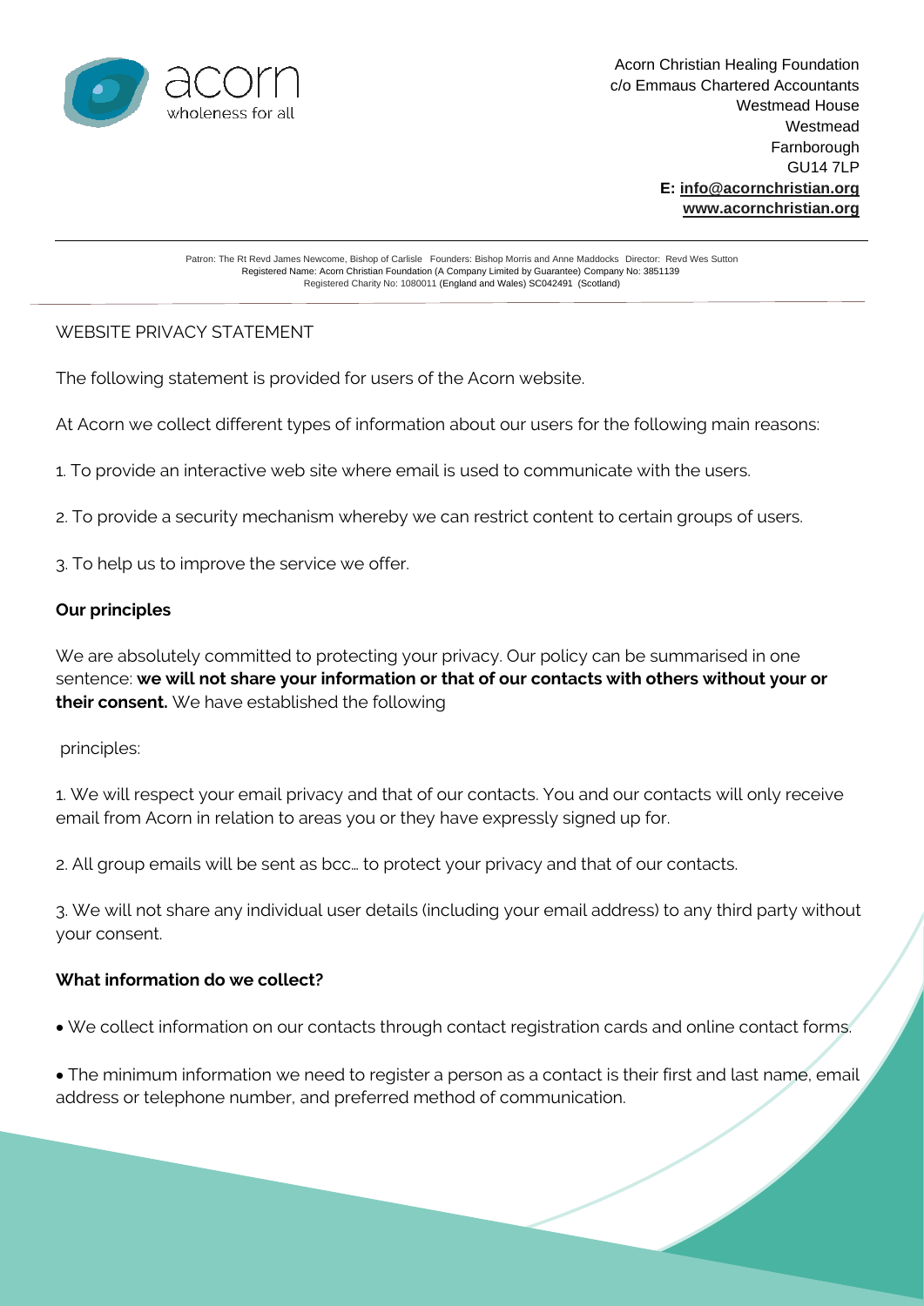Acorn Christian Healing Foundation
c/o Emmaus Chartered Accountants
Westmead House
Westmead
Farnborough
GU14 7LP
**E: info@acornchristian.org**
**www.acornchristian.org**

Patron: The Rt Revd James Newcome, Bishop of Carlisle Founders: Bishop Morris and Anne Maddocks Director: Revd Wes Sutton
Registered Name: Acorn Christian Foundation (A Company Limited by Guarantee) Company No: 3851139
Registered Charity No: 1080011 (England and Wales) SC042491 (Scotland)

# WEBSITE PRIVACY STATEMENT

The following statement is provided for users of the Acorn website.

At Acorn we collect different types of information about our users for the following main reasons:

1. To provide an interactive web site where email is used to communicate with the users.

2. To provide a security mechanism whereby we can restrict content to certain groups of users.

3. To help us to improve the service we offer.

**Our principles**

We are absolutely committed to protecting your privacy. Our policy can be summarised in one sentence: **we will not share your information or that of our contacts with others without your or their consent.** We have established the following

principles:

1. We will respect your email privacy and that of our contacts. You and our contacts will only receive email from Acorn in relation to areas you or they have expressly signed up for.

2. All group emails will be sent as bcc… to protect your privacy and that of our contacts.

3. We will not share any individual user details (including your email address) to any third party without your consent.

**What information do we collect?**

- We collect information on our contacts through contact registration cards and online contact forms.

- The minimum information we need to register a person as a contact is their first and last name, email address or telephone number, and preferred method of communication.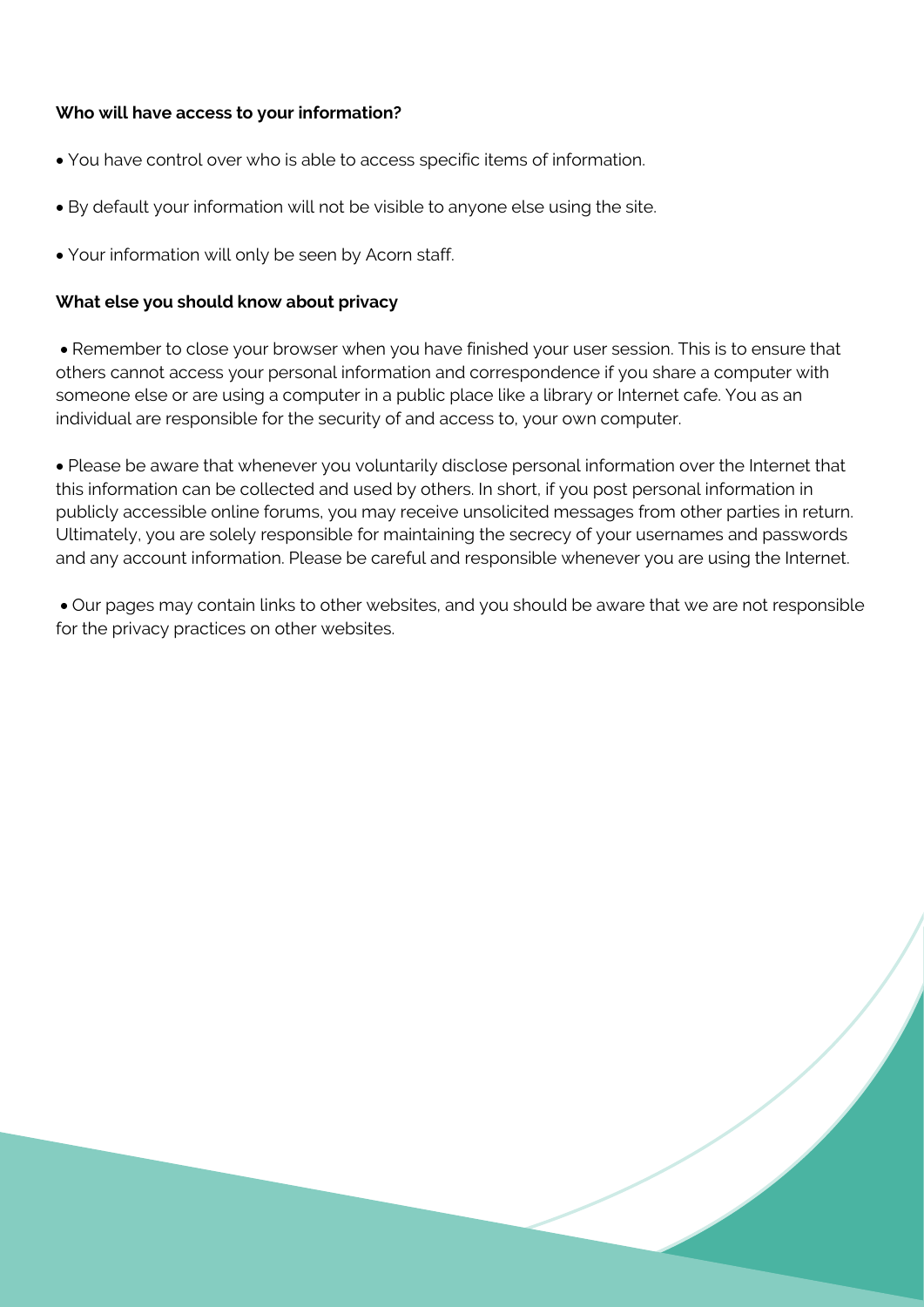**Who will have access to your information?**

- You have control over who is able to access specific items of information.
- By default your information will not be visible to anyone else using the site.
- Your information will only be seen by Acorn staff.

**What else you should know about privacy**

- Remember to close your browser when you have finished your user session. This is to ensure that others cannot access your personal information and correspondence if you share a computer with someone else or are using a computer in a public place like a library or Internet cafe. You as an individual are responsible for the security of and access to, your own computer.

- Please be aware that whenever you voluntarily disclose personal information over the Internet that this information can be collected and used by others. In short, if you post personal information in publicly accessible online forums, you may receive unsolicited messages from other parties in return. Ultimately, you are solely responsible for maintaining the secrecy of your usernames and passwords and any account information. Please be careful and responsible whenever you are using the Internet.

- Our pages may contain links to other websites, and you should be aware that we are not responsible for the privacy practices on other websites.